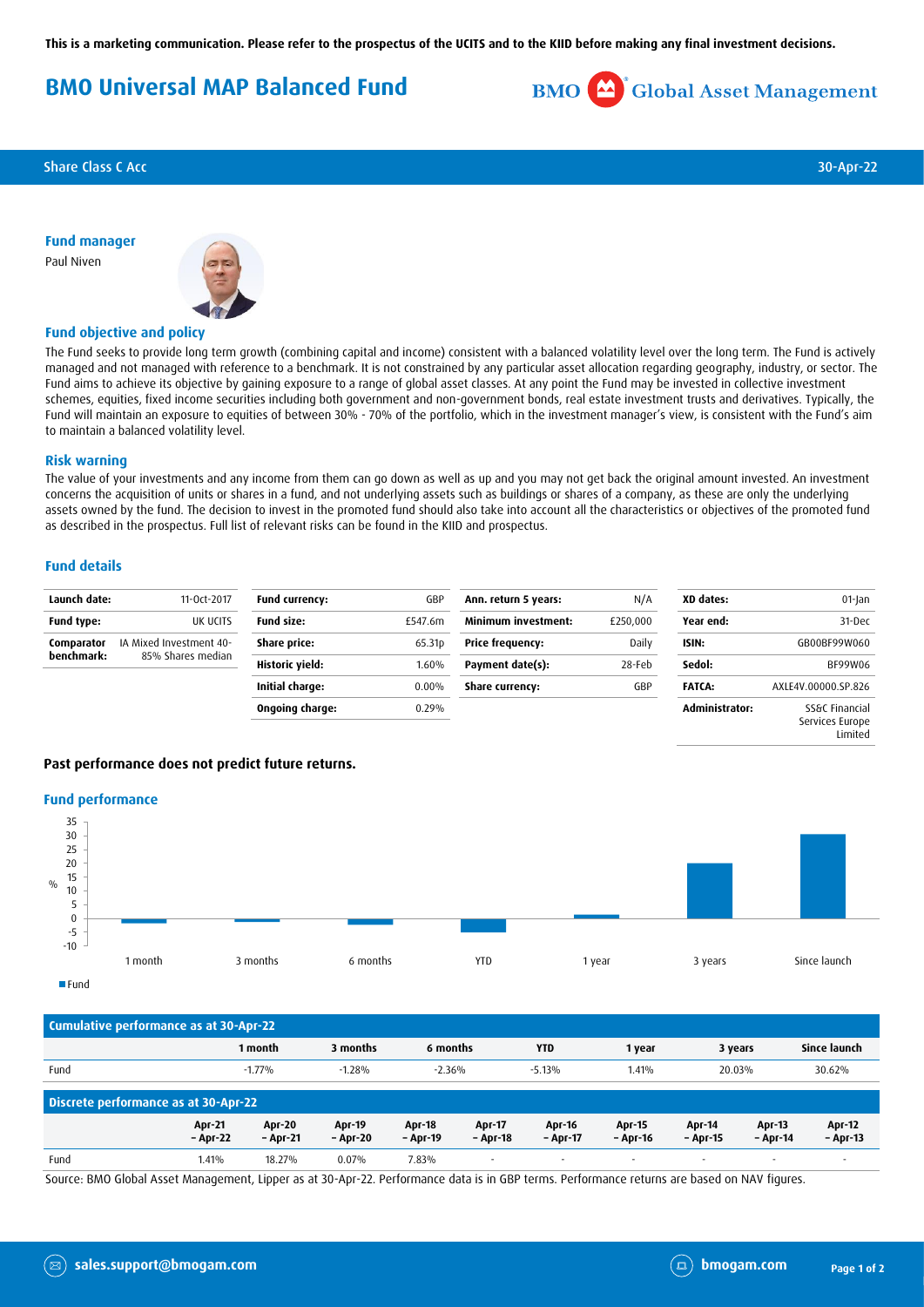This is a marketing communication. Please refer to the prospectus of the UCITS and to the KIID before making any final investment decisions.

# BMO Universal MAP Balanced Fund

BMO Global Asset Management

Share Class C Acc — 30-Apr-22

## Fund manager

Paul Niven

## Fund objective and policy

The Fund seeks to provide long term growth (combining capital and income) consistent with a balanced volatility level over the long term. The Fund is actively managed and not managed with reference to a benchmark. It is not constrained by any particular asset allocation regarding geography, industry, or sector. The Fund aims to achieve its objective by gaining exposure to a range of global asset classes. At any point the Fund may be invested in collective investment schemes, equities, fixed income securities including both government and non-government bonds, real estate investment trusts and derivatives. Typically, the Fund will maintain an exposure to equities of between 30% - 70% of the portfolio, which in the investment manager's view, is consistent with the Fund's aim to maintain a balanced volatility level.

## Risk warning

The value of your investments and any income from them can go down as well as up and you may not get back the original amount invested. An investment concerns the acquisition of units or shares in a fund, and not underlying assets such as buildings or shares of a company, as these are only the underlying assets owned by the fund. The decision to invest in the promoted fund should also take into account all the characteristics or objectives of the promoted fund as described in the prospectus. Full list of relevant risks can be found in the KIID and prospectus.

## Fund details

| | |
|---|---|
| **Launch date:** | 11-Oct-2017 |
| **Fund type:** | UK UCITS |
| **Comparator benchmark:** | IA Mixed Investment 40-85% Shares median |
| **Fund currency:** | GBP |
| **Fund size:** | £547.6m |
| **Share price:** | 65.31p |
| **Historic yield:** | 1.60% |
| **Initial charge:** | 0.00% |
| **Ongoing charge:** | 0.29% |
| **Ann. return 5 years:** | N/A |
| **Minimum investment:** | £250,000 |
| **Price frequency:** | Daily |
| **Payment date(s):** | 28-Feb |
| **Share currency:** | GBP |
| **XD dates:** | 01-Jan |
| **Year end:** | 31-Dec |
| **ISIN:** | GB00BF99W060 |
| **Sedol:** | BF99W06 |
| **FATCA:** | AXLE4V.00000.SP.826 |
| **Administrator:** | SS&C Financial Services Europe Limited |

**Past performance does not predict future returns.**

## Fund performance

| Cumulative performance as at 30-Apr-22 | 1 month | 3 months | 6 months | YTD | 1 year | 3 years | Since launch |
|---|---|---|---|---|---|---|---|
| Fund | -1.77% | -1.28% | -2.36% | -5.13% | 1.41% | 20.03% | 30.62% |

| Discrete performance as at 30-Apr-22 | Apr-21 – Apr-22 | Apr-20 – Apr-21 | Apr-19 – Apr-20 | Apr-18 – Apr-19 | Apr-17 – Apr-18 | Apr-16 – Apr-17 | Apr-15 – Apr-16 | Apr-14 – Apr-15 | Apr-13 – Apr-14 | Apr-12 – Apr-13 |
|---|---|---|---|---|---|---|---|---|---|---|
| Fund | 1.41% | 18.27% | 0.07% | 7.83% | - | - | - | - | - | - |

Source: BMO Global Asset Management, Lipper as at 30-Apr-22. Performance data is in GBP terms. Performance returns are based on NAV figures.

sales.support@bmogam.com | bmogam.com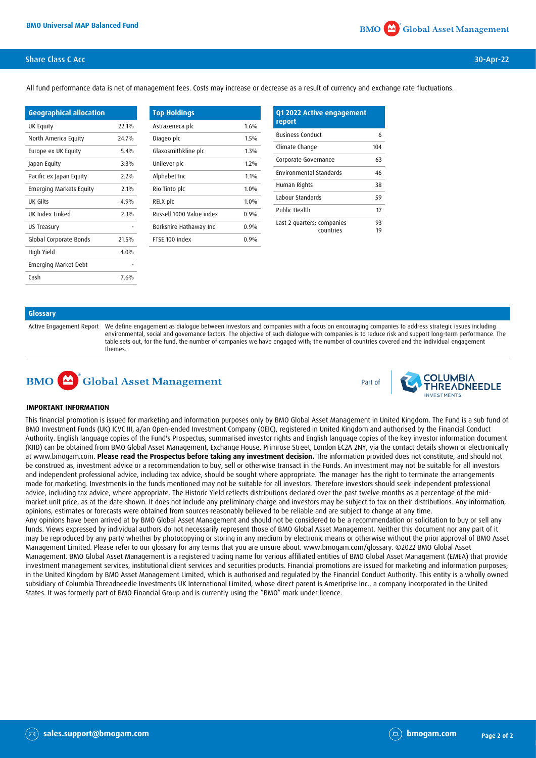BMO Universal MAP Balanced Fund

Share Class C Acc — 30-Apr-22

All fund performance data is net of management fees. Costs may increase or decrease as a result of currency and exchange rate fluctuations.

| Geographical allocation | |
|---|---|
| UK Equity | 22.1% |
| North America Equity | 24.7% |
| Europe ex UK Equity | 5.4% |
| Japan Equity | 3.3% |
| Pacific ex Japan Equity | 2.2% |
| Emerging Markets Equity | 2.1% |
| UK Gilts | 4.9% |
| UK Index Linked | 2.3% |
| US Treasury | - |
| Global Corporate Bonds | 21.5% |
| High Yield | 4.0% |
| Emerging Market Debt | - |
| Cash | 7.6% |

| Top Holdings | |
|---|---|
| Astrazeneca plc | 1.6% |
| Diageo plc | 1.5% |
| Glaxosmithkline plc | 1.3% |
| Unilever plc | 1.2% |
| Alphabet Inc | 1.1% |
| Rio Tinto plc | 1.0% |
| RELX plc | 1.0% |
| Russell 1000 Value index | 0.9% |
| Berkshire Hathaway Inc | 0.9% |
| FTSE 100 index | 0.9% |

| Q1 2022 Active engagement report | |
|---|---|
| Business Conduct | 6 |
| Climate Change | 104 |
| Corporate Governance | 63 |
| Environmental Standards | 46 |
| Human Rights | 38 |
| Labour Standards | 59 |
| Public Health | 17 |
| Last 2 quarters: companies | 93 |
| countries | 19 |

## Glossary

**Active Engagement Report** We define engagement as dialogue between investors and companies with a focus on encouraging companies to address strategic issues including environmental, social and governance factors. The objective of such dialogue with companies is to reduce risk and support long-term performance. The table sets out, for the fund, the number of companies we have engaged with; the number of countries covered and the individual engagement themes.

BMO Global Asset Management — Part of Columbia Threadneedle Investments

### IMPORTANT INFORMATION

This financial promotion is issued for marketing and information purposes only by BMO Global Asset Management in United Kingdom. The Fund is a sub fund of BMO Investment Funds (UK) ICVC III, a/an Open-ended Investment Company (OEIC), registered in United Kingdom and authorised by the Financial Conduct Authority. English language copies of the Fund's Prospectus, summarised investor rights and English language copies of the key investor information document (KIID) can be obtained from BMO Global Asset Management, Exchange House, Primrose Street, London EC2A 2NY, via the contact details shown or electronically at www.bmogam.com. **Please read the Prospectus before taking any investment decision.** The information provided does not constitute, and should not be construed as, investment advice or a recommendation to buy, sell or otherwise transact in the Funds. An investment may not be suitable for all investors and independent professional advice, including tax advice, should be sought where appropriate. The manager has the right to terminate the arrangements made for marketing. Investments in the funds mentioned may not be suitable for all investors. Therefore investors should seek independent professional advice, including tax advice, where appropriate. The Historic Yield reflects distributions declared over the past twelve months as a percentage of the mid-market unit price, as at the date shown. It does not include any preliminary charge and investors may be subject to tax on their distributions. Any information, opinions, estimates or forecasts were obtained from sources reasonably believed to be reliable and are subject to change at any time.
Any opinions have been arrived at by BMO Global Asset Management and should not be considered to be a recommendation or solicitation to buy or sell any funds. Views expressed by individual authors do not necessarily represent those of BMO Global Asset Management. Neither this document nor any part of it may be reproduced by any party whether by photocopying or storing in any medium by electronic means or otherwise without the prior approval of BMO Asset Management Limited. Please refer to our glossary for any terms that you are unsure about. www.bmogam.com/glossary. ©2022 BMO Global Asset Management. BMO Global Asset Management is a registered trading name for various affiliated entities of BMO Global Asset Management (EMEA) that provide investment management services, institutional client services and securities products. Financial promotions are issued for marketing and information purposes; in the United Kingdom by BMO Asset Management Limited, which is authorised and regulated by the Financial Conduct Authority. This entity is a wholly owned subsidiary of Columbia Threadneedle Investments UK International Limited, whose direct parent is Ameriprise Inc., a company incorporated in the United States. It was formerly part of BMO Financial Group and is currently using the "BMO" mark under licence.

sales.support@bmogam.com — bmogam.com